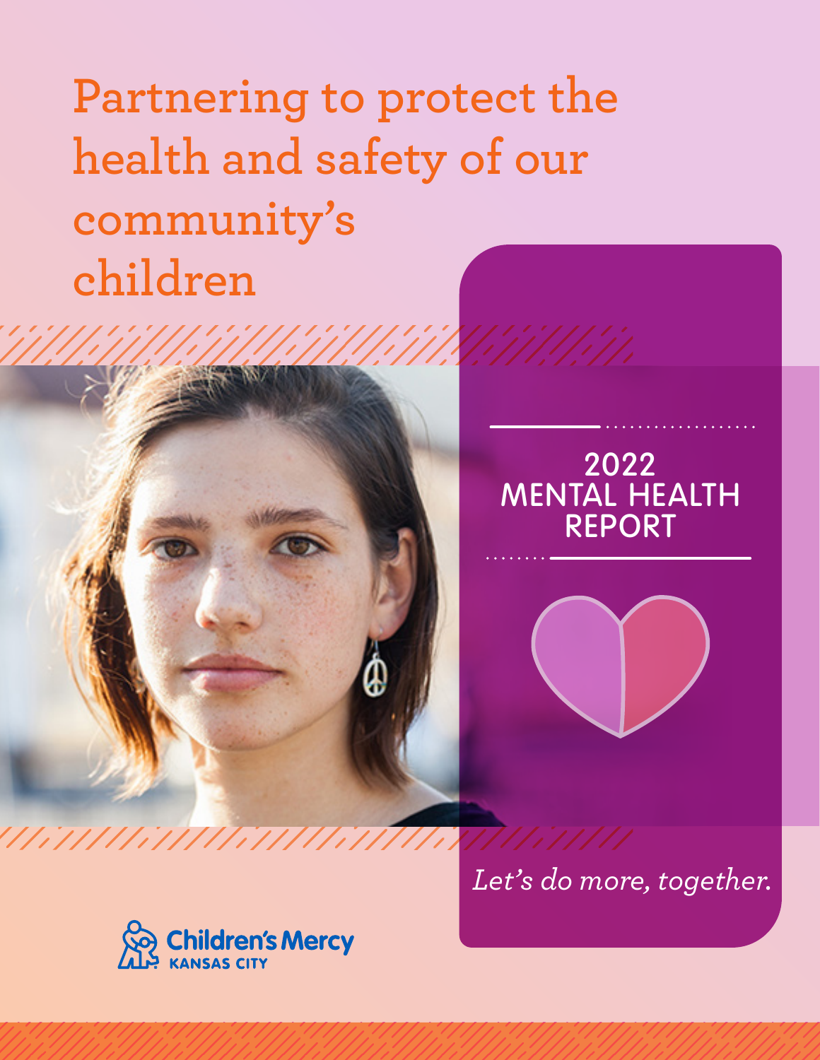# Partnering to protect the health and safety of our community's children

## 2022 MENTAL HEALTH REPORT

*Let's do more, together.*

Children's Mercy KANSAS CITY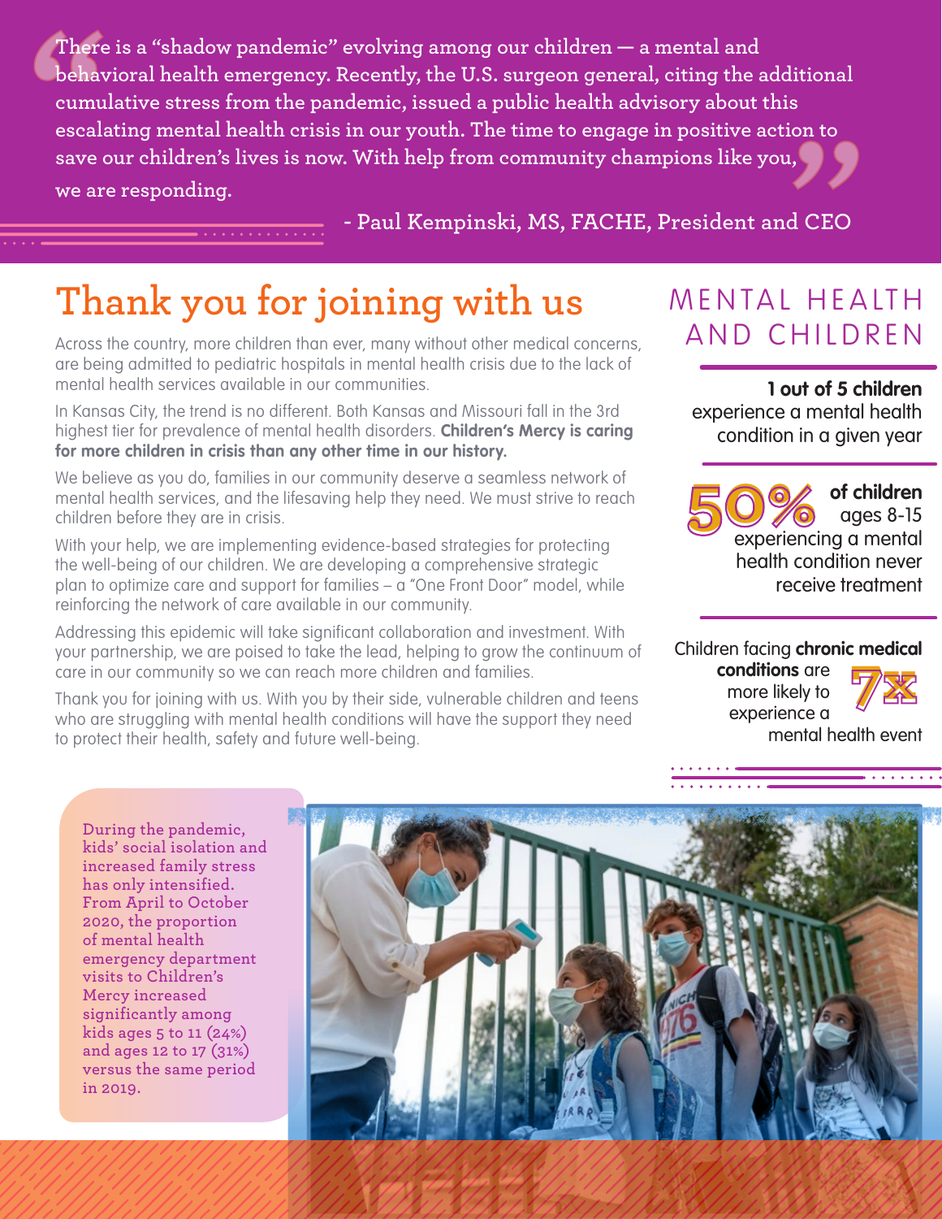> There is a "shadow pandemic" evolving among our children — a mental and behavioral health emergency. Recently, the U.S. surgeon general, citing the additional cumulative stress from the pandemic, issued a public health advisory about this escalating mental health crisis in our youth. The time to engage in positive action to save our children's lives is now. With help from community champions like you, we are responding.
>
> \- Paul Kempinski, MS, FACHE, President and CEO

# Thank you for joining with us

Across the country, more children than ever, many without other medical concerns, are being admitted to pediatric hospitals in mental health crisis due to the lack of mental health services available in our communities.

In Kansas City, the trend is no different. Both Kansas and Missouri fall in the 3rd highest tier for prevalence of mental health disorders. **Children's Mercy is caring for more children in crisis than any other time in our history.**

We believe as you do, families in our community deserve a seamless network of mental health services, and the lifesaving help they need. We must strive to reach children before they are in crisis.

With your help, we are implementing evidence-based strategies for protecting the well-being of our children. We are developing a comprehensive strategic plan to optimize care and support for families – a "One Front Door" model, while reinforcing the network of care available in our community.

Addressing this epidemic will take significant collaboration and investment. With your partnership, we are poised to take the lead, helping to grow the continuum of care in our community so we can reach more children and families.

Thank you for joining with us. With you by their side, vulnerable children and teens who are struggling with mental health conditions will have the support they need to protect their health, safety and future well-being.

## MENTAL HEALTH AND CHILDREN

**1 out of 5 children** experience a mental health condition in a given year

**50% of children** ages 8-15 experiencing a mental health condition never receive treatment

Children facing **chronic medical conditions** are **7x** more likely to experience a mental health event

During the pandemic, kids' social isolation and increased family stress has only intensified. From April to October 2020, the proportion of mental health emergency department visits to Children's Mercy increased significantly among kids ages 5 to 11 (24%) and ages 12 to 17 (31%) versus the same period in 2019.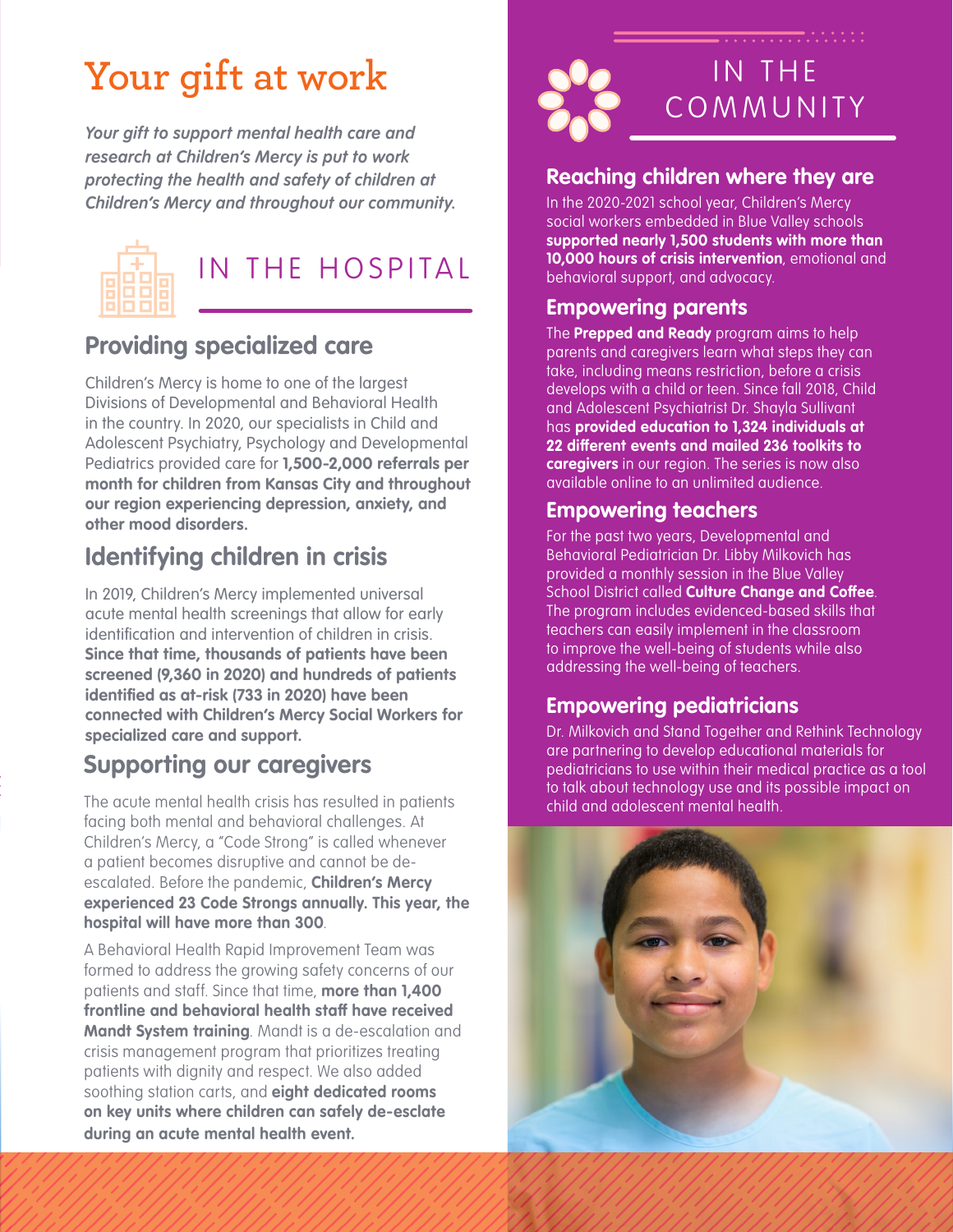# Your gift at work

***Your gift to support mental health care and research at Children's Mercy is put to work protecting the health and safety of children at Children's Mercy and throughout our community.***

## IN THE HOSPITAL

### Providing specialized care

Children's Mercy is home to one of the largest Divisions of Developmental and Behavioral Health in the country. In 2020, our specialists in Child and Adolescent Psychiatry, Psychology and Developmental Pediatrics provided care for **1,500-2,000 referrals per month for children from Kansas City and throughout our region experiencing depression, anxiety, and other mood disorders.**

### Identifying children in crisis

In 2019, Children's Mercy implemented universal acute mental health screenings that allow for early identification and intervention of children in crisis. **Since that time, thousands of patients have been screened (9,360 in 2020) and hundreds of patients identified as at-risk (733 in 2020) have been connected with Children's Mercy Social Workers for specialized care and support.**

### Supporting our caregivers

The acute mental health crisis has resulted in patients facing both mental and behavioral challenges. At Children's Mercy, a "Code Strong" is called whenever a patient becomes disruptive and cannot be de-escalated. Before the pandemic, **Children's Mercy experienced 23 Code Strongs annually. This year, the hospital will have more than 300**.

A Behavioral Health Rapid Improvement Team was formed to address the growing safety concerns of our patients and staff. Since that time, **more than 1,400 frontline and behavioral health staff have received Mandt System training**. Mandt is a de-escalation and crisis management program that prioritizes treating patients with dignity and respect. We also added soothing station carts, and **eight dedicated rooms on key units where children can safely de-esclate during an acute mental health event.**

## IN THE COMMUNITY

### Reaching children where they are

In the 2020-2021 school year, Children's Mercy social workers embedded in Blue Valley schools **supported nearly 1,500 students with more than 10,000 hours of crisis intervention**, emotional and behavioral support, and advocacy.

### Empowering parents

The **Prepped and Ready** program aims to help parents and caregivers learn what steps they can take, including means restriction, before a crisis develops with a child or teen. Since fall 2018, Child and Adolescent Psychiatrist Dr. Shayla Sullivant has **provided education to 1,324 individuals at 22 different events and mailed 236 toolkits to caregivers** in our region. The series is now also available online to an unlimited audience.

### Empowering teachers

For the past two years, Developmental and Behavioral Pediatrician Dr. Libby Milkovich has provided a monthly session in the Blue Valley School District called **Culture Change and Coffee**. The program includes evidenced-based skills that teachers can easily implement in the classroom to improve the well-being of students while also addressing the well-being of teachers.

### Empowering pediatricians

Dr. Milkovich and Stand Together and Rethink Technology are partnering to develop educational materials for pediatricians to use within their medical practice as a tool to talk about technology use and its possible impact on child and adolescent mental health.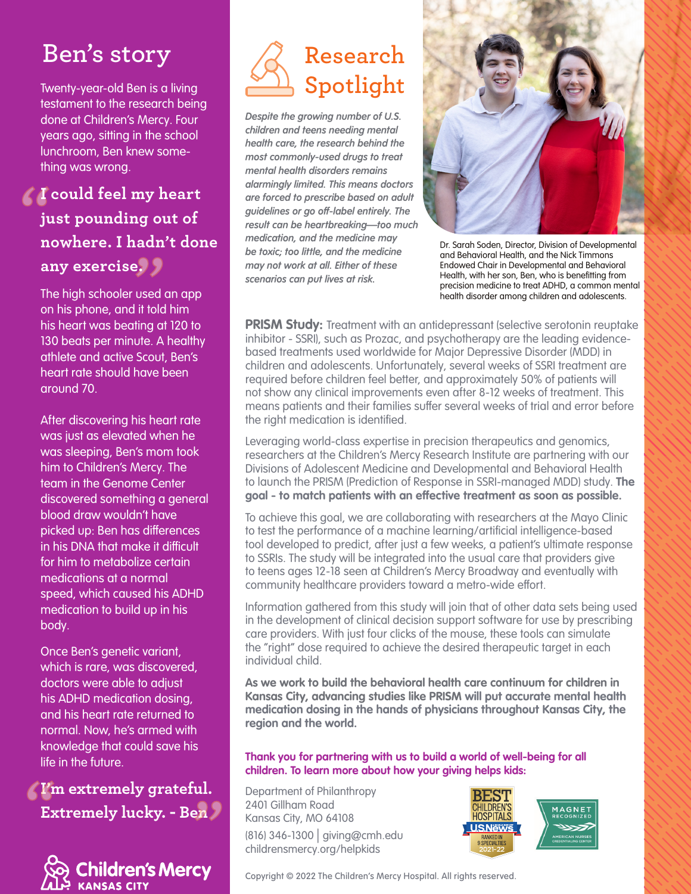## Ben's story

Twenty-year-old Ben is a living testament to the research being done at Children's Mercy. Four years ago, sitting in the school lunchroom, Ben knew something was wrong.

> **"I could feel my heart just pounding out of nowhere. I hadn't done any exercise."**

The high schooler used an app on his phone, and it told him his heart was beating at 120 to 130 beats per minute. A healthy athlete and active Scout, Ben's heart rate should have been around 70.

After discovering his heart rate was just as elevated when he was sleeping, Ben's mom took him to Children's Mercy. The team in the Genome Center discovered something a general blood draw wouldn't have picked up: Ben has differences in his DNA that make it difficult for him to metabolize certain medications at a normal speed, which caused his ADHD medication to build up in his body.

Once Ben's genetic variant, which is rare, was discovered, doctors were able to adjust his ADHD medication dosing, and his heart rate returned to normal. Now, he's armed with knowledge that could save his life in the future.

> **"I'm extremely grateful. Extremely lucky. - Ben"**

Children's Mercy KANSAS CITY

## Research Spotlight

*Despite the growing number of U.S. children and teens needing mental health care, the research behind the most commonly-used drugs to treat mental health disorders remains alarmingly limited. This means doctors are forced to prescribe based on adult guidelines or go off-label entirely. The result can be heartbreaking—too much medication, and the medicine may be toxic; too little, and the medicine may not work at all. Either of these scenarios can put lives at risk.*

Dr. Sarah Soden, Director, Division of Developmental and Behavioral Health, and the Nick Timmons Endowed Chair in Developmental and Behavioral Health, with her son, Ben, who is benefitting from precision medicine to treat ADHD, a common mental health disorder among children and adolescents.

**PRISM Study:** Treatment with an antidepressant (selective serotonin reuptake inhibitor - SSRI), such as Prozac, and psychotherapy are the leading evidence-based treatments used worldwide for Major Depressive Disorder (MDD) in children and adolescents. Unfortunately, several weeks of SSRI treatment are required before children feel better, and approximately 50% of patients will not show any clinical improvements even after 8-12 weeks of treatment. This means patients and their families suffer several weeks of trial and error before the right medication is identified.

Leveraging world-class expertise in precision therapeutics and genomics, researchers at the Children's Mercy Research Institute are partnering with our Divisions of Adolescent Medicine and Developmental and Behavioral Health to launch the PRISM (Prediction of Response in SSRI-managed MDD) study. **The goal - to match patients with an effective treatment as soon as possible.**

To achieve this goal, we are collaborating with researchers at the Mayo Clinic to test the performance of a machine learning/artificial intelligence-based tool developed to predict, after just a few weeks, a patient's ultimate response to SSRIs. The study will be integrated into the usual care that providers give to teens ages 12-18 seen at Children's Mercy Broadway and eventually with community healthcare providers toward a metro-wide effort.

Information gathered from this study will join that of other data sets being used in the development of clinical decision support software for use by prescribing care providers. With just four clicks of the mouse, these tools can simulate the "right" dose required to achieve the desired therapeutic target in each individual child.

**As we work to build the behavioral health care continuum for children in Kansas City, advancing studies like PRISM will put accurate mental health medication dosing in the hands of physicians throughout Kansas City, the region and the world.**

**Thank you for partnering with us to build a world of well-being for all children. To learn more about how your giving helps kids:**

Department of Philanthropy
2401 Gillham Road
Kansas City, MO 64108
(816) 346-1300 | giving@cmh.edu
childrensmercy.org/helpkids

BEST CHILDREN'S HOSPITALS U.S.News RANKED IN 9 SPECIALTIES 2021-22

MAGNET RECOGNIZED AMERICAN NURSES CREDENTIALING CENTER

Copyright © 2022 The Children's Mercy Hospital. All rights reserved.